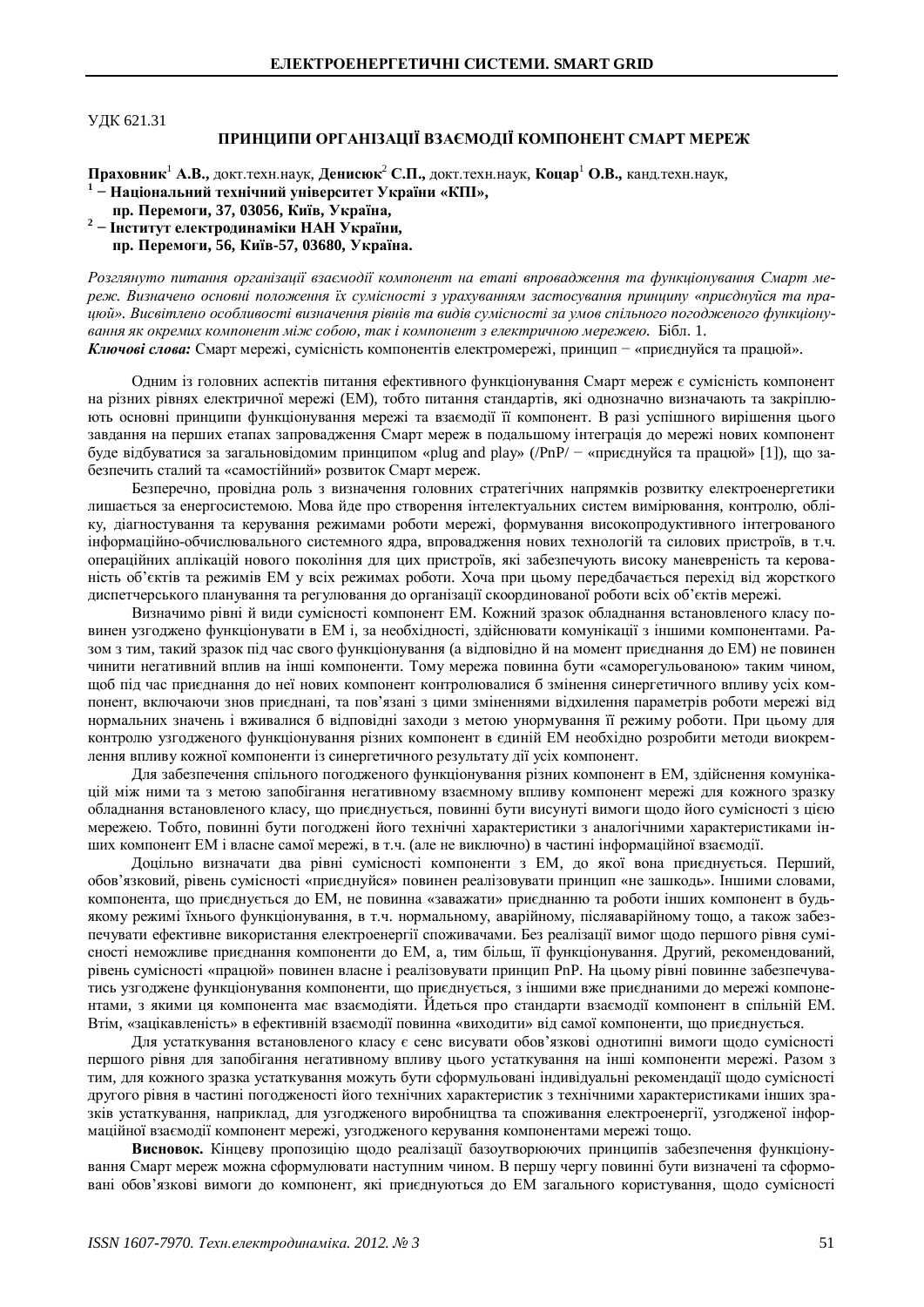УДК 621.31

# ПРИНЦИПИ ОРГАНІЗАЦІЇ ВЗАЄМОДІЇ КОМПОНЕНТ СМАРТ МЕРЕЖ

**Праховник**[1] **А.В.,** докт.техн.наук, **Денисюк**[2] **С.П.,** докт.техн.наук, **Коцар**[1] **О.В.,** канд.техн.наук,
**[1] – Національний технічний університет України «КПІ»,**
**пр. Перемоги, 37, 03056, Київ, Україна,**
**[2] – Інститут електродинаміки НАН України,**
**пр. Перемоги, 56, Київ-57, 03680, Україна.**

*Розглянуто питання організації взаємодії компонент на етапі впровадження та функціонування Смарт мереж. Визначено основні положення їх сумісності з урахуванням застосування принципу «приєднуйся та працюй». Висвітлено особливості визначення рівнів та видів сумісності за умов спільного погодженого функціонування як окремих компонент між собою, так і компонент з електричною мережею.* Бібл. 1.

***Ключові слова:*** Смарт мережі, сумісність компонентів електромережі, принцип − «приєднуйся та працюй».

Одним із головних аспектів питання ефективного функціонування Смарт мереж є сумісність компонент на різних рівнях електричної мережі (ЕМ), тобто питання стандартів, які однозначно визначають та закріплюють основні принципи функціонування мережі та взаємодії її компонент. В разі успішного вирішення цього завдання на перших етапах запровадження Смарт мереж в подальшому інтеграція до мережі нових компонент буде відбуватися за загальновідомим принципом «plug and play» (/PnP/ − «приєднуйся та працюй» [1]), що забезпечить сталий та «самостійний» розвиток Смарт мереж.

Безперечно, провідна роль з визначення головних стратегічних напрямків розвитку електроенергетики лишається за енергосистемою. Мова йде про створення інтелектуальних систем вимірювання, контролю, обліку, діагностування та керування режимами роботи мережі, формування високопродуктивного інтегрованого інформаційно-обчислювального системного ядра, впровадження нових технологій та силових пристроїв, в т.ч. операційних аплікацій нового покоління для цих пристроїв, які забезпечують високу маневреність та керованість об'єктів та режимів ЕМ у всіх режимах роботи. Хоча при цьому передбачається перехід від жорсткого диспетчерського планування та регулювання до організації скоординованої роботи всіх об'єктів мережі.

Визначимо рівні й види сумісності компонент ЕМ. Кожний зразок обладнання встановленого класу повинен узгоджено функціонувати в ЕМ і, за необхідності, здійснювати комунікації з іншими компонентами. Разом з тим, такий зразок під час свого функціонування (а відповідно й на момент приєднання до ЕМ) не повинен чинити негативний вплив на інші компоненти. Тому мережа повинна бути «саморегульованою» таким чином, щоб під час приєднання до неї нових компонент контролювалися б змінення синергетичного впливу усіх компонент, включаючи знов приєднані, та пов'язані з цими змінennями відхилення параметрів роботи мережі від нормальних значень і вживалися б відповідні заходи з метою унормування її режиму роботи. При цьому для контролю узгодженого функціонування різних компонент в єдиній ЕМ необхідно розробити методи виокремлення впливу кожної компоненти із синергетичного результату дії усіх компонент.

Для забезпечення спільного погодженого функціонування різних компонент в ЕМ, здійснення комунікацій між ними та з метою запобігання негативному взаємному впливу компонент мережі для кожного зразку обладнання встановленого класу, що приєднується, повинні бути висунуті вимоги щодо його сумісності з цією мережею. Тобто, повинні бути погоджені його технічні характеристики з аналогічними характеристиками інших компонент ЕМ і власне самої мережі, в т.ч. (але не виключно) в частині інформаційної взаємодії.

Доцільно визначати два рівні сумісності компоненти з ЕМ, до якої вона приєднується. Перший, обов'язковий, рівень сумісності «приєднуйся» повинен реалізовувати принцип «не зашкодь». Іншими словами, компонента, що приєднується до ЕМ, не повинна «заважати» приєднанню та роботі інших компонент в будь-якому режимі їхнього функціонування, в т.ч. нормальному, аварійному, післяаварійному тощо, а також забезпечувати ефективне використання електроенергії споживачами. Без реалізації вимог щодо першого рівня сумісності неможливе приєднання компоненти до ЕМ, а, тим більш, її функціонування. Другий, рекомендований, рівень сумісності «працюй» повинен власне і реалізовувати принцип PnP. На цьому рівні повинне забезпечуватись узгоджене функціонування компоненти, що приєднується, з іншими вже приєднаними до мережі компонентами, з якими ця компонента має взаємодіяти. Йдеться про стандарти взаємодії компонент в спільній ЕМ. Втім, «зацікавленість» в ефективній взаємодії повинна «виходити» від самої компоненти, що приєднується.

Для устаткування встановленого класу є сенс висувати обов'язкові однотипні вимоги щодо сумісності першого рівня для запобігання негативному впливу цього устаткування на інші компоненти мережі. Разом з тим, для кожного зразка устаткування можуть бути сформульовані індивідуальні рекомендації щодо сумісності другого рівня в частині погодженості його технічних характеристик з технічними характеристиками інших зразків устаткування, наприклад, для узгодженого виробництва та споживання електроенергії, узгодженої інформаційної взаємодії компонент мережі, узгодженого керування компонентами мережі тощо.

**Висновок.** Кінцеву пропозицію щодо реалізації базоутворюючих принципів забезпечення функціонування Смарт мереж можна сформулювати наступним чином. В першу чергу повинні бути визначені та сформовані обов'язкові вимоги до компонент, які приєднуються до ЕМ загального користування, щодо сумісності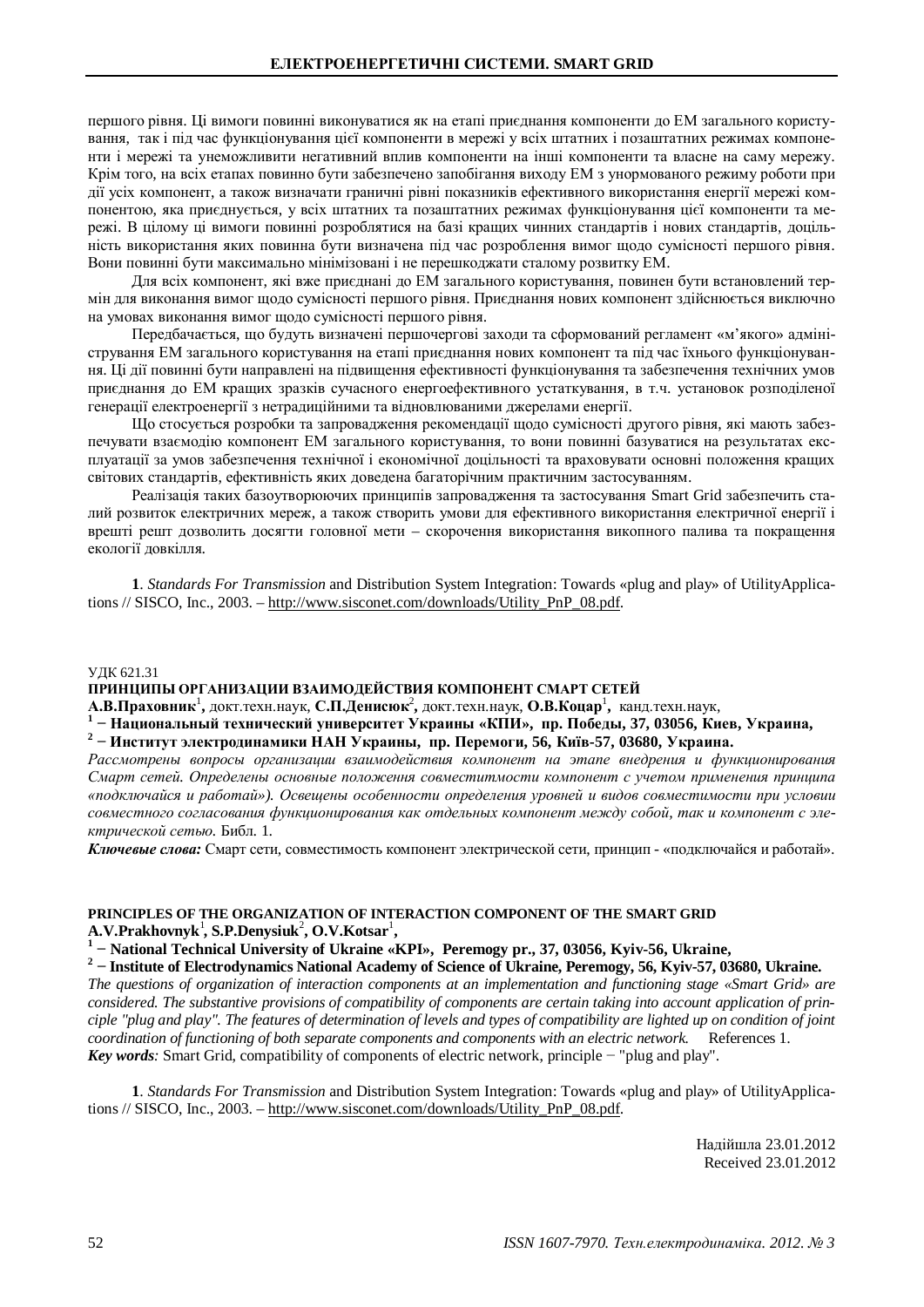першого рівня. Ці вимоги повинні виконуватися як на етапі приєднання компоненти до ЕМ загального користування, так і під час функціонування цієї компоненти в мережі у всіх штатних і позаштатних режимах компоненти і мережі та унеможливити негативний вплив компоненти на інші компоненти та власне на саму мережу. Крім того, на всіх етапах повинно бути забезпечено запобігання виходу ЕМ з унормованого режиму роботи при дії усіх компонент, а також визначати граничні рівні показників ефективного використання енергії мережі компонентою, яка приєднується, у всіх штатних та позаштатних режимах функціонування цієї компоненти та мережі. В цілому ці вимоги повинні розроблятися на базі кращих чинних стандартів і нових стандартів, доцільність використання яких повинна бути визначена під час розроблення вимог щодо сумісності першого рівня. Вони повинні бути максимально мінімізовані і не перешкоджати сталому розвитку ЕМ.

Для всіх компонент, які вже приєднані до ЕМ загального користування, повинен бути встановлений термін для виконання вимог щодо сумісності першого рівня. Приєднання нових компонент здійснюється виключно на умовах виконання вимог щодо сумісності першого рівня.

Передбачається, що будуть визначені першочергові заходи та сформований регламент «м'якого» адміністрування ЕМ загального користування на етапі приєднання нових компонент та під час їхнього функціонування. Ці дії повинні бути направлені на підвищення ефективності функціонування та забезпечення технічних умов приєднання до ЕМ кращих зразків сучасного енергоефективного устаткування, в т.ч. установок розподіленої генерації електроенергії з нетрадиційними та відновлюваними джерелами енергії.

Що стосується розробки та запровадження рекомендації щодо сумісності другого рівня, які мають забезпечувати взаємодію компонент ЕМ загального користування, то вони повинні базуватися на результатах експлуатації за умов забезпечення технічної і економічної доцільності та враховувати основні положення кращих світових стандартів, ефективність яких доведена багаторічним практичним застосуванням.

Реалізація таких базоутворюючих принципів запровадження та застосування Smart Grid забезпечить сталий розвиток електричних мереж, а також створить умови для ефективного використання електричної енергії і врешті решт дозволить досягти головної мети – скорочення використання викопного палива та покращення екології довкілля.

**1**. *Standards For Transmission* and Distribution System Integration: Towards «plug and play» of UtilityApplications // SISCO, Inc., 2003. – http://www.sisconet.com/downloads/Utility_PnP_08.pdf.

УДК 621.31

**ПРИНЦИПЫ ОРГАНИЗАЦИИ ВЗАИМОДЕЙСТВИЯ КОМПОНЕНТ СМАРТ СЕТЕЙ**

**А.В.Праховник**[1]**,** докт.техн.наук, **С.П.Денисюк**[2]**,** докт.техн.наук, **О.В.Коцар**[1]**,** канд.техн.наук,

[1] **– Национальный технический университет Украины «КПИ», пр. Победы, 37, 03056, Киев, Украина,**

[2] **– Институт электродинамики НАН Украины, пр. Перемоги, 56, Київ-57, 03680, Украина.**

*Рассмотрены вопросы организации взаимодействия компонент на этапе внедрения и функционирования Смарт сетей. Определены основные положения совместимости компонент с учетом применения принципа «подключайся и работай»). Освещены особенности определения уровней и видов совместимости при условии совместного согласования функционирования как отдельных компонент между собой, так и компонент с электрической сетью.* Библ. 1.

***Ключевые слова:*** Смарт сети, совместимость компонент электрической сети, принцип - «подключайся и работай».

**PRINCIPLES OF THE ORGANIZATION OF INTERACTION COMPONENT OF THE SMART GRID**

**A.V.Prakhovnyk**[1]**, S.P.Denysiuk**[2]**, O.V.Kotsar**[1]**,**

[1] **– National Technical University of Ukraine «KPI», Peremogy pr., 37, 03056, Kyiv-56, Ukraine,**

[2] **– Institute of Electrodynamics National Academy of Science of Ukraine, Peremogy, 56, Kyiv-57, 03680, Ukraine.**

*The questions of organization of interaction components at an implementation and functioning stage «Smart Grid» are considered. The substantive provisions of compatibility of components are certain taking into account application of principle "plug and play". The features of determination of levels and types of compatibility are lighted up on condition of joint coordination of functioning of both separate components and components with an electric network.* References 1.

***Key words****:* Smart Grid, compatibility of components of electric network, principle – "plug and play".

**1**. *Standards For Transmission* and Distribution System Integration: Towards «plug and play» of UtilityApplications // SISCO, Inc., 2003. – http://www.sisconet.com/downloads/Utility_PnP_08.pdf.

Надійшла 23.01.2012
Received 23.01.2012